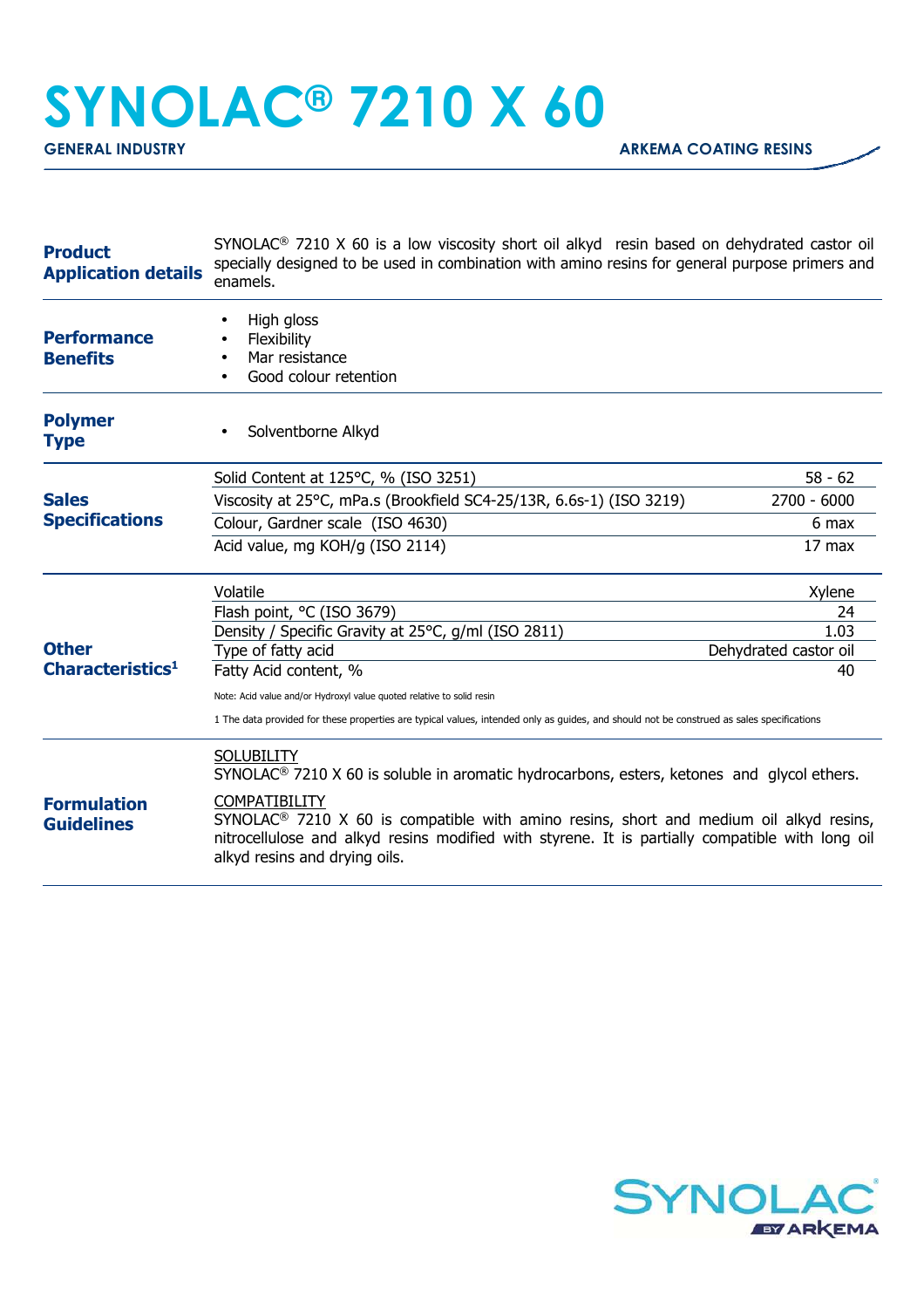# SYNOLAC® 7210 X 60

**GENERAL INDUSTRY** — **ARKEMA COATING RESINS**

## Product Application details

SYNOLAC® 7210 X 60 is a low viscosity short oil alkyd resin based on dehydrated castor oil specially designed to be used in combination with amino resins for general purpose primers and enamels.

## Performance Benefits

- High gloss
- Flexibility
- Mar resistance
- Good colour retention

## Polymer Type

- Solventborne Alkyd

## Sales Specifications

| Property | Value |
|---|---|
| Solid Content at 125°C, % (ISO 3251) | 58 - 62 |
| Viscosity at 25°C, mPa.s (Brookfield SC4-25/13R, 6.6s-1) (ISO 3219) | 2700 - 6000 |
| Colour, Gardner scale (ISO 4630) | 6 max |
| Acid value, mg KOH/g (ISO 2114) | 17 max |

## Other Characteristics[1]

| Property | Value |
|---|---|
| Volatile | Xylene |
| Flash point, °C (ISO 3679) | 24 |
| Density / Specific Gravity at 25°C, g/ml (ISO 2811) | 1.03 |
| Type of fatty acid | Dehydrated castor oil |
| Fatty Acid content, % | 40 |

Note: Acid value and/or Hydroxyl value quoted relative to solid resin

1 The data provided for these properties are typical values, intended only as guides, and should not be construed as sales specifications

## Formulation Guidelines

SOLUBILITY
SYNOLAC® 7210 X 60 is soluble in aromatic hydrocarbons, esters, ketones and glycol ethers.

COMPATIBILITY
SYNOLAC® 7210 X 60 is compatible with amino resins, short and medium oil alkyd resins, nitrocellulose and alkyd resins modified with styrene. It is partially compatible with long oil alkyd resins and drying oils.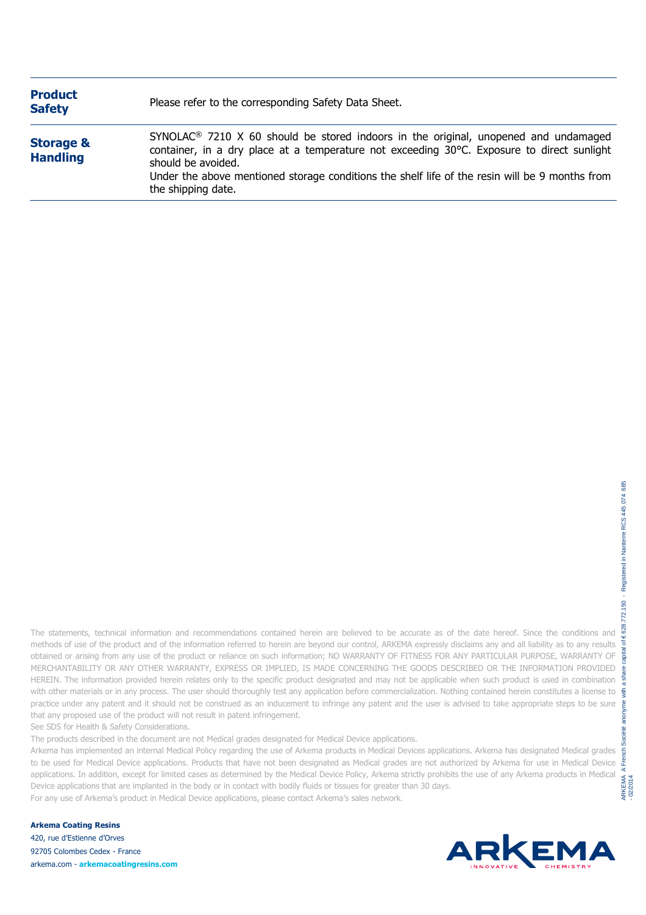| | |
|---|---|
| **Product Safety** | Please refer to the corresponding Safety Data Sheet. |
| **Storage & Handling** | SYNOLAC® 7210 X 60 should be stored indoors in the original, unopened and undamaged container, in a dry place at a temperature not exceeding 30°C. Exposure to direct sunlight should be avoided.<br>Under the above mentioned storage conditions the shelf life of the resin will be 9 months from the shipping date. |

The statements, technical information and recommendations contained herein are believed to be accurate as of the date hereof. Since the conditions and methods of use of the product and of the information referred to herein are beyond our control, ARKEMA expressly disclaims any and all liability as to any results obtained or arising from any use of the product or reliance on such information; NO WARRANTY OF FITNESS FOR ANY PARTICULAR PURPOSE, WARRANTY OF MERCHANTABILITY OR ANY OTHER WARRANTY, EXPRESS OR IMPLIED, IS MADE CONCERNING THE GOODS DESCRIBED OR THE INFORMATION PROVIDED HEREIN. The information provided herein relates only to the specific product designated and may not be applicable when such product is used in combination with other materials or in any process. The user should thoroughly test any application before commercialization. Nothing contained herein constitutes a license to practice under any patent and it should not be construed as an inducement to infringe any patent and the user is advised to take appropriate steps to be sure that any proposed use of the product will not result in patent infringement.
See SDS for Health & Safety Considerations.
The products described in the document are not Medical grades designated for Medical Device applications.
Arkema has implemented an internal Medical Policy regarding the use of Arkema products in Medical Devices applications. Arkema has designated Medical grades to be used for Medical Device applications. Products that have not been designated as Medical grades are not authorized by Arkema for use in Medical Device applications. In addition, except for limited cases as determined by the Medical Device Policy, Arkema strictly prohibits the use of any Arkema products in Medical Device applications that are implanted in the body or in contact with bodily fluids or tissues for greater than 30 days.
For any use of Arkema's product in Medical Device applications, please contact Arkema's sales network.

**Arkema Coating Resins**
420, rue d'Estienne d'Orves
92705 Colombes Cedex - France
arkema.com - **arkemacoatingresins.com**

ARKEMA A French Société anonyme with a share capital of € 628.772.150 - Registered in Nanterre RCS 445 074 685 - 02/2014